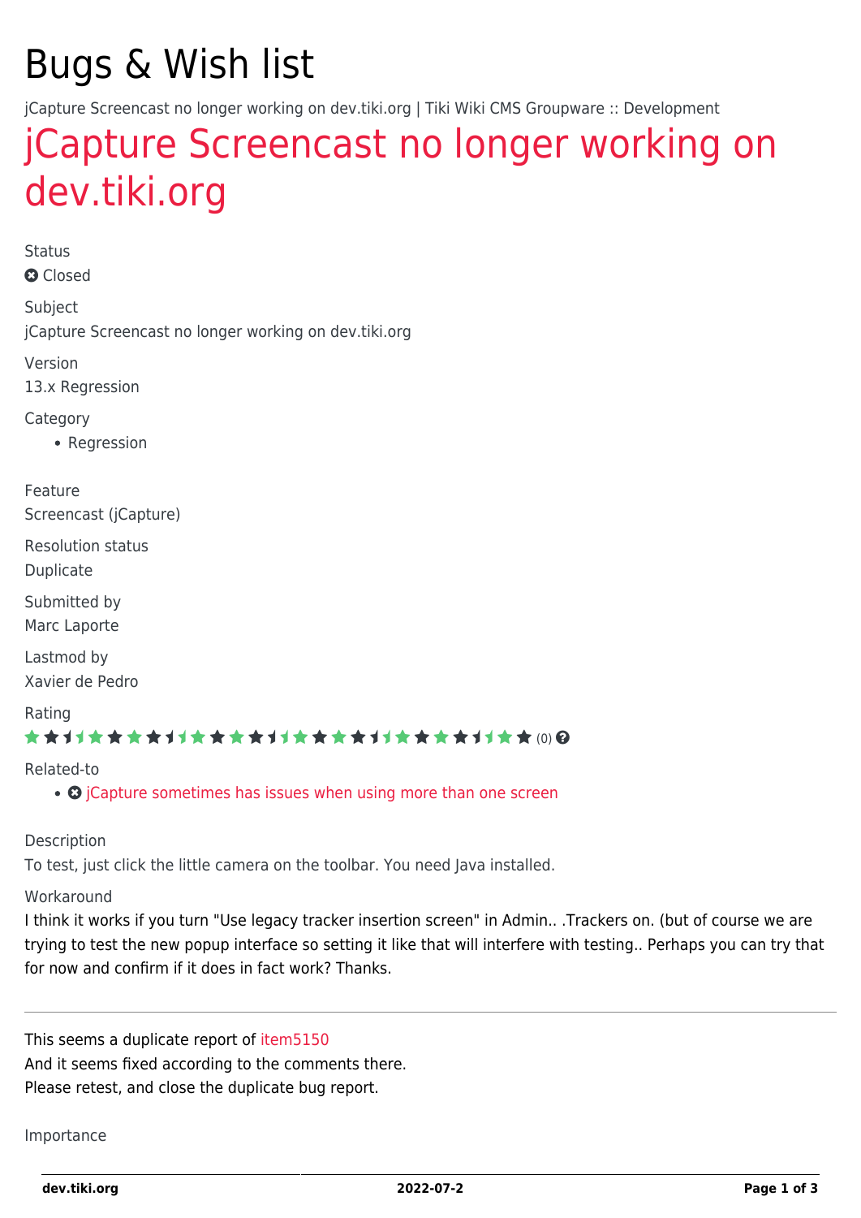# Bugs & Wish list

jCapture Screencast no longer working on dev.tiki.org | Tiki Wiki CMS Groupware :: Development

## jCapture Screencast no longer working on dev.tiki.org

Status

Closed

Subject

jCapture Screencast no longer working on dev.tiki.org

Version

13.x Regression

Category

- Regression

Feature

Screencast (jCapture)

Resolution status

Duplicate

Submitted by

Marc Laporte

Lastmod by

Xavier de Pedro

Rating

(0)

Related-to

- jCapture sometimes has issues when using more than one screen

Description

To test, just click the little camera on the toolbar. You need Java installed.

Workaround

I think it works if you turn "Use legacy tracker insertion screen" in Admin.. .Trackers on. (but of course we are trying to test the new popup interface so setting it like that will interfere with testing.. Perhaps you can try that for now and confirm if it does in fact work? Thanks.

---

This seems a duplicate report of item5150
And it seems fixed according to the comments there.
Please retest, and close the duplicate bug report.

Importance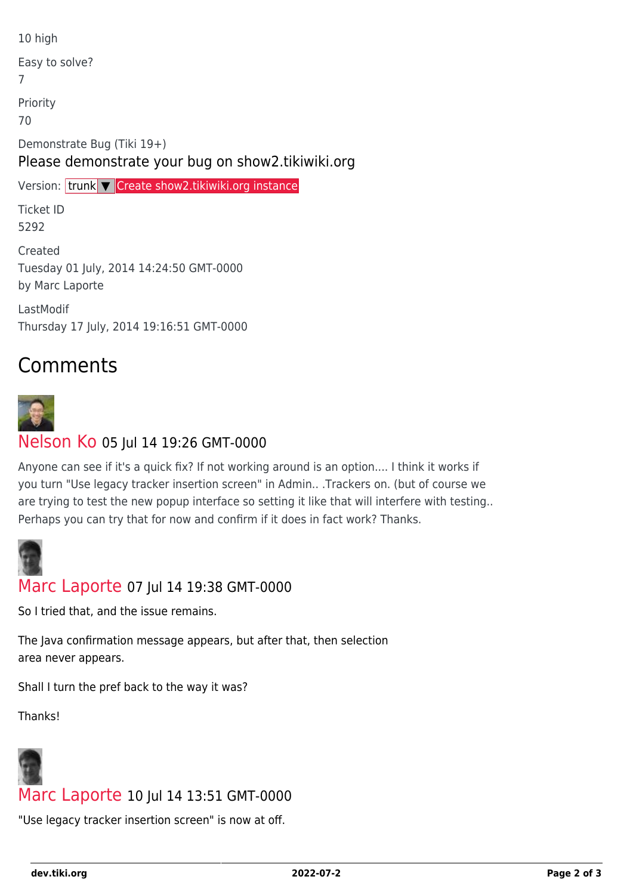10 high

Easy to solve?
7

Priority
70

Demonstrate Bug (Tiki 19+)
Please demonstrate your bug on show2.tikiwiki.org

Version: trunk ▼ Create show2.tikiwiki.org instance

Ticket ID
5292

Created
Tuesday 01 July, 2014 14:24:50 GMT-0000
by Marc Laporte

LastModif
Thursday 17 July, 2014 19:16:51 GMT-0000

## Comments

**Nelson Ko** 05 Jul 14 19:26 GMT-0000

Anyone can see if it's a quick fix? If not working around is an option.... I think it works if you turn "Use legacy tracker insertion screen" in Admin.. .Trackers on. (but of course we are trying to test the new popup interface so setting it like that will interfere with testing.. Perhaps you can try that for now and confirm if it does in fact work? Thanks.

**Marc Laporte** 07 Jul 14 19:38 GMT-0000

So I tried that, and the issue remains.

The Java confirmation message appears, but after that, then selection area never appears.

Shall I turn the pref back to the way it was?

Thanks!

**Marc Laporte** 10 Jul 14 13:51 GMT-0000

"Use legacy tracker insertion screen" is now at off.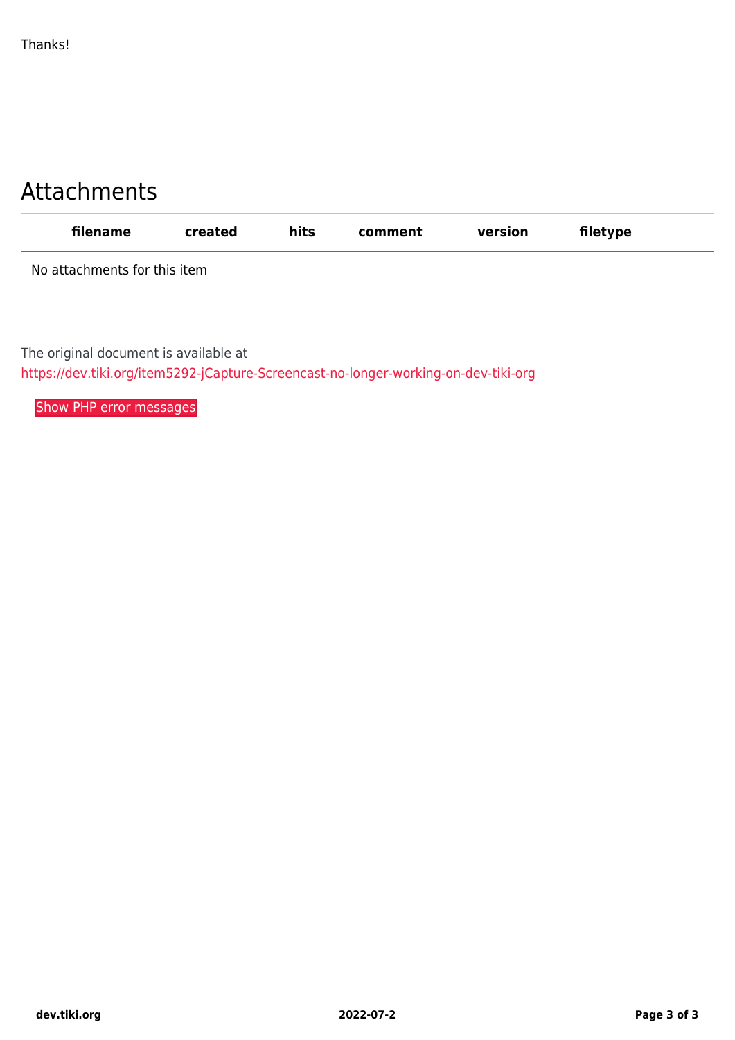Thanks!

# Attachments

| filename | created | hits | comment | version | filetype |
|---|---|---|---|---|---|
| No attachments for this item | | | | | |

The original document is available at
https://dev.tiki.org/item5292-jCapture-Screencast-no-longer-working-on-dev-tiki-org

Show PHP error messages